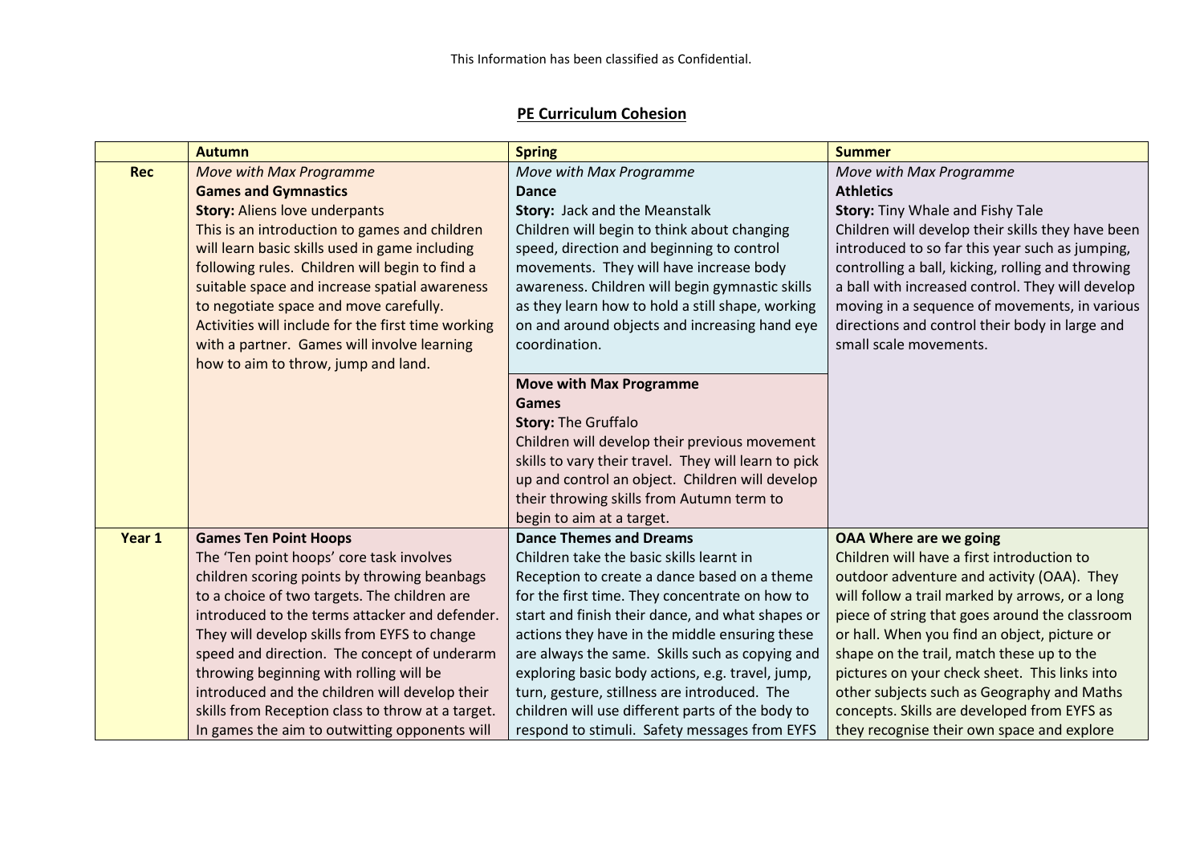This Information has been classified as Confidential.

## PE Curriculum Cohesion

| | Autumn | Spring | Summer |
|---|---|---|---|
| **Rec** | *Move with Max Programme*<br>**Games and Gymnastics**<br>**Story:** Aliens love underpants<br>This is an introduction to games and children will learn basic skills used in game including following rules. Children will begin to find a suitable space and increase spatial awareness to negotiate space and move carefully. Activities will include for the first time working with a partner. Games will involve learning how to aim to throw, jump and land. | *Move with Max Programme*<br>**Dance**<br>**Story:** Jack and the Meanstalk<br>Children will begin to think about changing speed, direction and beginning to control movements. They will have increase body awareness. Children will begin gymnastic skills as they learn how to hold a still shape, working on and around objects and increasing hand eye coordination.<br><br>**Move with Max Programme**<br>**Games**<br>**Story:** The Gruffalo<br>Children will develop their previous movement skills to vary their travel. They will learn to pick up and control an object. Children will develop their throwing skills from Autumn term to begin to aim at a target. | *Move with Max Programme*<br>**Athletics**<br>**Story:** Tiny Whale and Fishy Tale<br>Children will develop their skills they have been introduced to so far this year such as jumping, controlling a ball, kicking, rolling and throwing a ball with increased control. They will develop moving in a sequence of movements, in various directions and control their body in large and small scale movements. |
| **Year 1** | **Games Ten Point Hoops**<br>The 'Ten point hoops' core task involves children scoring points by throwing beanbags to a choice of two targets. The children are introduced to the terms attacker and defender. They will develop skills from EYFS to change speed and direction. The concept of underarm throwing beginning with rolling will be introduced and the children will develop their skills from Reception class to throw at a target. In games the aim to outwitting opponents will | **Dance Themes and Dreams**<br>Children take the basic skills learnt in Reception to create a dance based on a theme for the first time. They concentrate on how to start and finish their dance, and what shapes or actions they have in the middle ensuring these are always the same. Skills such as copying and exploring basic body actions, e.g. travel, jump, turn, gesture, stillness are introduced. The children will use different parts of the body to respond to stimuli. Safety messages from EYFS | **OAA Where are we going**<br>Children will have a first introduction to outdoor adventure and activity (OAA). They will follow a trail marked by arrows, or a long piece of string that goes around the classroom or hall. When you find an object, picture or shape on the trail, match these up to the pictures on your check sheet. This links into other subjects such as Geography and Maths concepts. Skills are developed from EYFS as they recognise their own space and explore |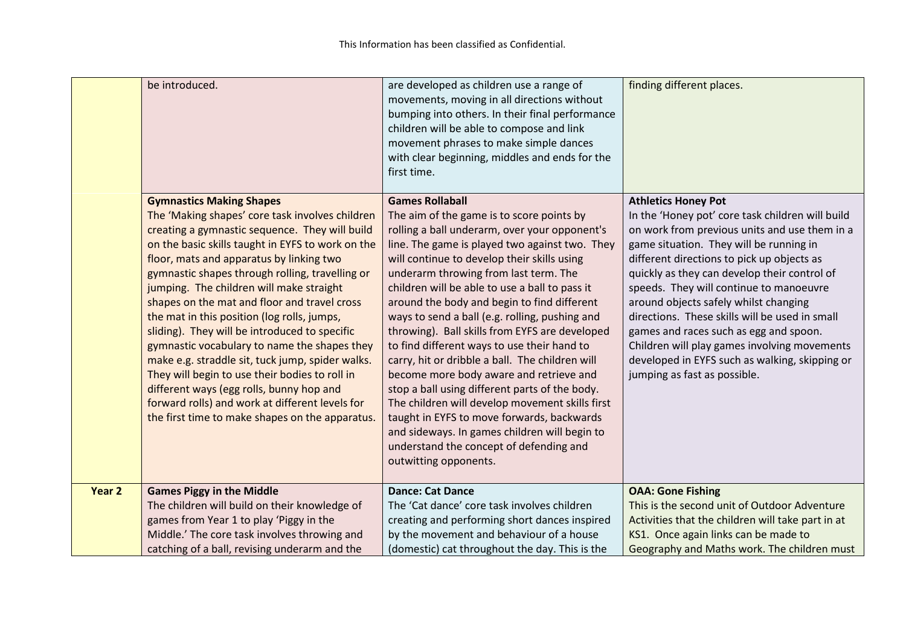| | | | |
|---|---|---|---|
| | be introduced. | are developed as children use a range of movements, moving in all directions without bumping into others. In their final performance children will be able to compose and link movement phrases to make simple dances with clear beginning, middles and ends for the first time. | finding different places. |
| | **Gymnastics Making Shapes**<br>The 'Making shapes' core task involves children creating a gymnastic sequence. They will build on the basic skills taught in EYFS to work on the floor, mats and apparatus by linking two gymnastic shapes through rolling, travelling or jumping. The children will make straight shapes on the mat and floor and travel cross the mat in this position (log rolls, jumps, sliding). They will be introduced to specific gymnastic vocabulary to name the shapes they make e.g. straddle sit, tuck jump, spider walks. They will begin to use their bodies to roll in different ways (egg rolls, bunny hop and forward rolls) and work at different levels for the first time to make shapes on the apparatus. | **Games Rollaball**<br>The aim of the game is to score points by rolling a ball underarm, over your opponent's line. The game is played two against two. They will continue to develop their skills using underarm throwing from last term. The children will be able to use a ball to pass it around the body and begin to find different ways to send a ball (e.g. rolling, pushing and throwing). Ball skills from EYFS are developed to find different ways to use their hand to carry, hit or dribble a ball. The children will become more body aware and retrieve and stop a ball using different parts of the body. The children will develop movement skills first taught in EYFS to move forwards, backwards and sideways. In games children will begin to understand the concept of defending and outwitting opponents. | **Athletics Honey Pot**<br>In the 'Honey pot' core task children will build on work from previous units and use them in a game situation. They will be running in different directions to pick up objects as quickly as they can develop their control of speeds. They will continue to manoeuvre around objects safely whilst changing directions. These skills will be used in small games and races such as egg and spoon. Children will play games involving movements developed in EYFS such as walking, skipping or jumping as fast as possible. |
| **Year 2** | **Games Piggy in the Middle**<br>The children will build on their knowledge of games from Year 1 to play 'Piggy in the Middle.' The core task involves throwing and catching of a ball, revising underarm and the | **Dance: Cat Dance**<br>The 'Cat dance' core task involves children creating and performing short dances inspired by the movement and behaviour of a house (domestic) cat throughout the day. This is the | **OAA: Gone Fishing**<br>This is the second unit of Outdoor Adventure Activities that the children will take part in at KS1. Once again links can be made to Geography and Maths work. The children must |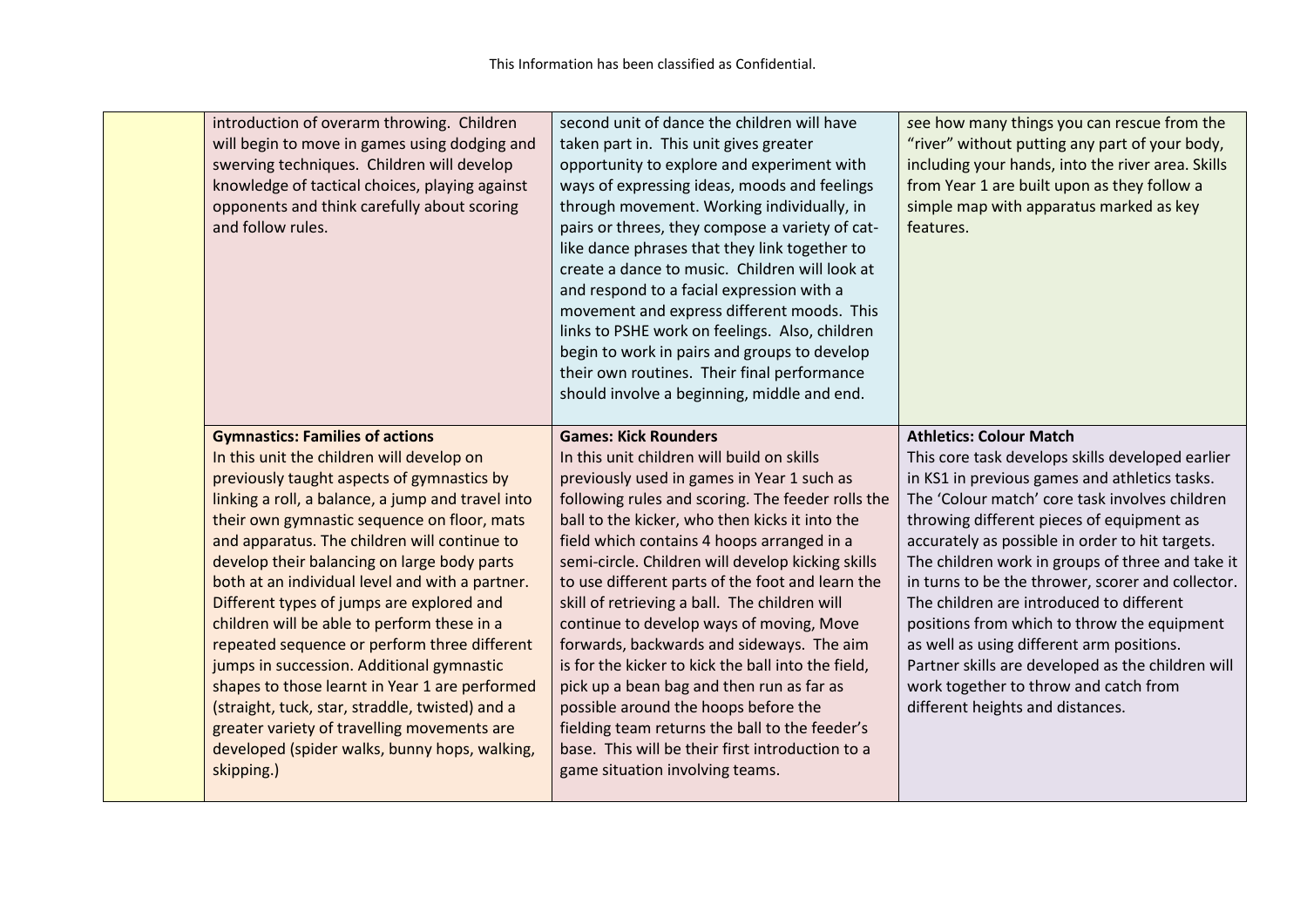| | | | |
|---|---|---|---|
| | introduction of overarm throwing. Children will begin to move in games using dodging and swerving techniques. Children will develop knowledge of tactical choices, playing against opponents and think carefully about scoring and follow rules. | second unit of dance the children will have taken part in. This unit gives greater opportunity to explore and experiment with ways of expressing ideas, moods and feelings through movement. Working individually, in pairs or threes, they compose a variety of cat-like dance phrases that they link together to create a dance to music. Children will look at and respond to a facial expression with a movement and express different moods. This links to PSHE work on feelings. Also, children begin to work in pairs and groups to develop their own routines. Their final performance should involve a beginning, middle and end. | see how many things you can rescue from the "river" without putting any part of your body, including your hands, into the river area. Skills from Year 1 are built upon as they follow a simple map with apparatus marked as key features. |
| | **Gymnastics: Families of actions**<br>In this unit the children will develop on previously taught aspects of gymnastics by linking a roll, a balance, a jump and travel into their own gymnastic sequence on floor, mats and apparatus. The children will continue to develop their balancing on large body parts both at an individual level and with a partner. Different types of jumps are explored and children will be able to perform these in a repeated sequence or perform three different jumps in succession. Additional gymnastic shapes to those learnt in Year 1 are performed (straight, tuck, star, straddle, twisted) and a greater variety of travelling movements are developed (spider walks, bunny hops, walking, skipping.) | **Games: Kick Rounders**<br>In this unit children will build on skills previously used in games in Year 1 such as following rules and scoring. The feeder rolls the ball to the kicker, who then kicks it into the field which contains 4 hoops arranged in a semi-circle. Children will develop kicking skills to use different parts of the foot and learn the skill of retrieving a ball. The children will continue to develop ways of moving, Move forwards, backwards and sideways. The aim is for the kicker to kick the ball into the field, pick up a bean bag and then run as far as possible around the hoops before the fielding team returns the ball to the feeder's base. This will be their first introduction to a game situation involving teams. | **Athletics: Colour Match**<br>This core task develops skills developed earlier in KS1 in previous games and athletics tasks. The 'Colour match' core task involves children throwing different pieces of equipment as accurately as possible in order to hit targets. The children work in groups of three and take it in turns to be the thrower, scorer and collector. The children are introduced to different positions from which to throw the equipment as well as using different arm positions. Partner skills are developed as the children will work together to throw and catch from different heights and distances. |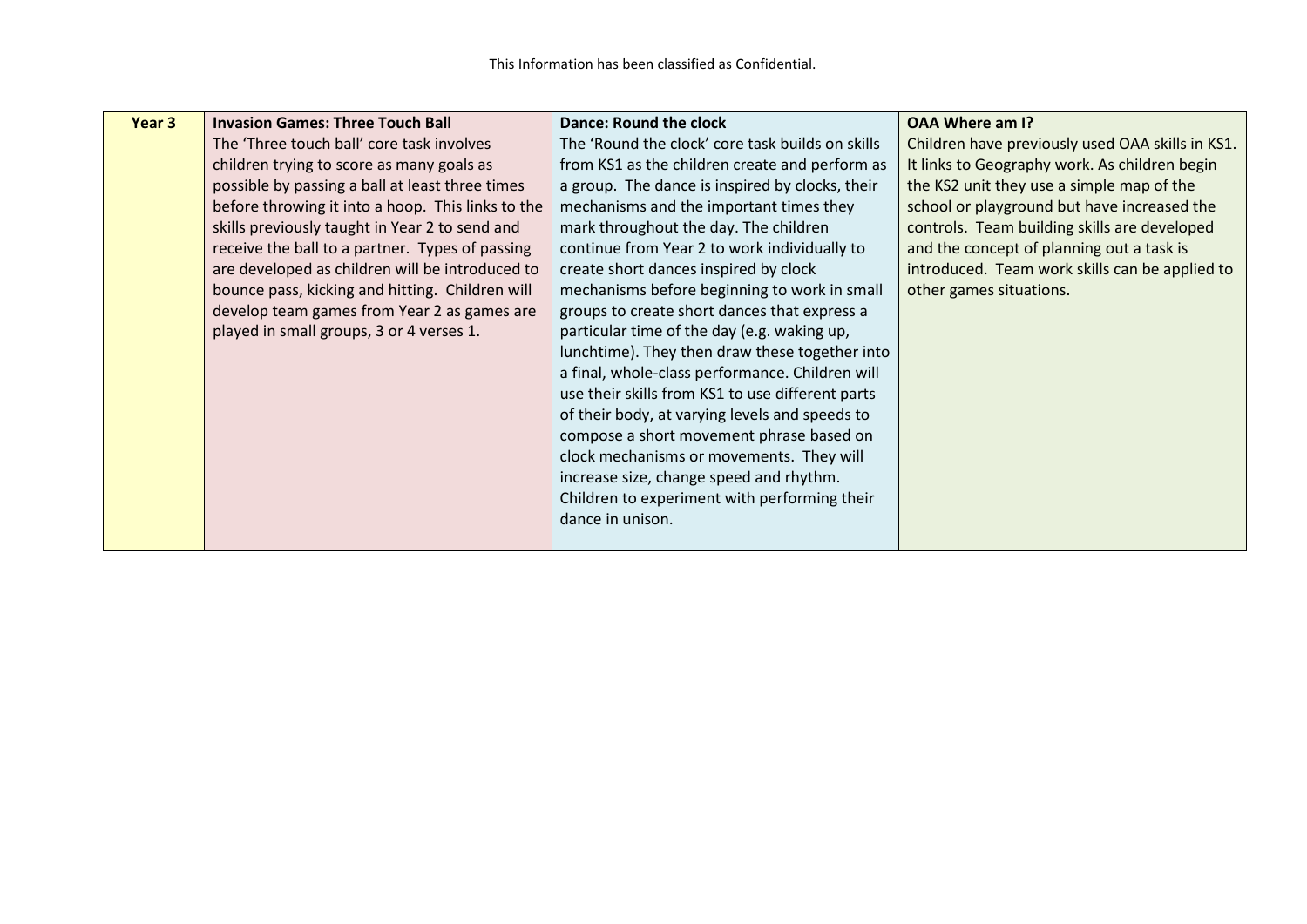| Year 3 | **Invasion Games: Three Touch Ball** The 'Three touch ball' core task involves children trying to score as many goals as possible by passing a ball at least three times before throwing it into a hoop. This links to the skills previously taught in Year 2 to send and receive the ball to a partner. Types of passing are developed as children will be introduced to bounce pass, kicking and hitting. Children will develop team games from Year 2 as games are played in small groups, 3 or 4 verses 1. | **Dance: Round the clock** The 'Round the clock' core task builds on skills from KS1 as the children create and perform as a group. The dance is inspired by clocks, their mechanisms and the important times they mark throughout the day. The children continue from Year 2 to work individually to create short dances inspired by clock mechanisms before beginning to work in small groups to create short dances that express a particular time of the day (e.g. waking up, lunchtime). They then draw these together into a final, whole-class performance. Children will use their skills from KS1 to use different parts of their body, at varying levels and speeds to compose a short movement phrase based on clock mechanisms or movements. They will increase size, change speed and rhythm. Children to experiment with performing their dance in unison. | **OAA Where am I?** Children have previously used OAA skills in KS1. It links to Geography work. As children begin the KS2 unit they use a simple map of the school or playground but have increased the controls. Team building skills are developed and the concept of planning out a task is introduced. Team work skills can be applied to other games situations. |
|---|---|---|---|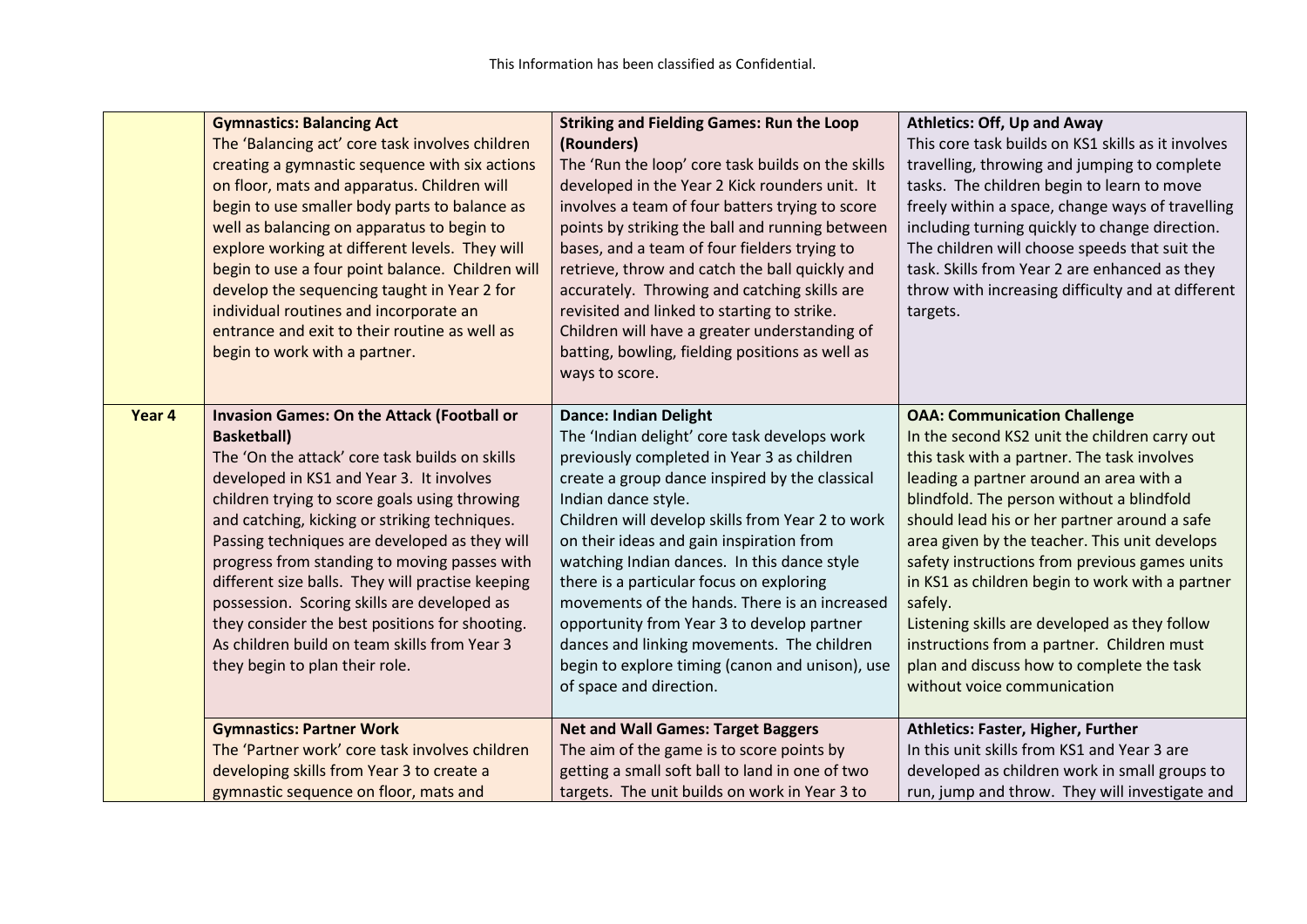| | | | |
|---|---|---|---|
| | **Gymnastics: Balancing Act**<br>The 'Balancing act' core task involves children creating a gymnastic sequence with six actions on floor, mats and apparatus. Children will begin to use smaller body parts to balance as well as balancing on apparatus to begin to explore working at different levels. They will begin to use a four point balance. Children will develop the sequencing taught in Year 2 for individual routines and incorporate an entrance and exit to their routine as well as begin to work with a partner. | **Striking and Fielding Games: Run the Loop (Rounders)**<br>The 'Run the loop' core task builds on the skills developed in the Year 2 Kick rounders unit. It involves a team of four batters trying to score points by striking the ball and running between bases, and a team of four fielders trying to retrieve, throw and catch the ball quickly and accurately. Throwing and catching skills are revisited and linked to starting to strike. Children will have a greater understanding of batting, bowling, fielding positions as well as ways to score. | **Athletics: Off, Up and Away**<br>This core task builds on KS1 skills as it involves travelling, throwing and jumping to complete tasks. The children begin to learn to move freely within a space, change ways of travelling including turning quickly to change direction. The children will choose speeds that suit the task. Skills from Year 2 are enhanced as they throw with increasing difficulty and at different targets. |
| **Year 4** | **Invasion Games: On the Attack (Football or Basketball)**<br>The 'On the attack' core task builds on skills developed in KS1 and Year 3. It involves children trying to score goals using throwing and catching, kicking or striking techniques. Passing techniques are developed as they will progress from standing to moving passes with different size balls. They will practise keeping possession. Scoring skills are developed as they consider the best positions for shooting. As children build on team skills from Year 3 they begin to plan their role. | **Dance: Indian Delight**<br>The 'Indian delight' core task develops work previously completed in Year 3 as children create a group dance inspired by the classical Indian dance style.<br>Children will develop skills from Year 2 to work on their ideas and gain inspiration from watching Indian dances. In this dance style there is a particular focus on exploring movements of the hands. There is an increased opportunity from Year 3 to develop partner dances and linking movements. The children begin to explore timing (canon and unison), use of space and direction. | **OAA: Communication Challenge**<br>In the second KS2 unit the children carry out this task with a partner. The task involves leading a partner around an area with a blindfold. The person without a blindfold should lead his or her partner around a safe area given by the teacher. This unit develops safety instructions from previous games units in KS1 as children begin to work with a partner safely.<br>Listening skills are developed as they follow instructions from a partner. Children must plan and discuss how to complete the task without voice communication |
| | **Gymnastics: Partner Work**<br>The 'Partner work' core task involves children developing skills from Year 3 to create a gymnastic sequence on floor, mats and | **Net and Wall Games: Target Baggers**<br>The aim of the game is to score points by getting a small soft ball to land in one of two targets. The unit builds on work in Year 3 to | **Athletics: Faster, Higher, Further**<br>In this unit skills from KS1 and Year 3 are developed as children work in small groups to run, jump and throw. They will investigate and |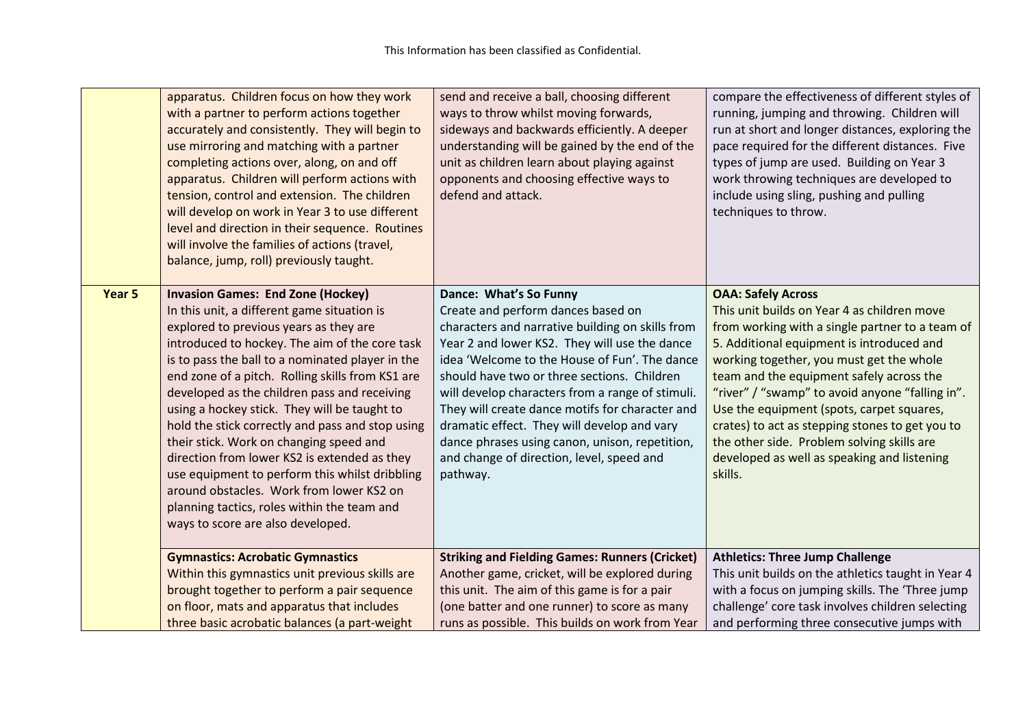| | | | |
|---|---|---|---|
| | apparatus. Children focus on how they work with a partner to perform actions together accurately and consistently. They will begin to use mirroring and matching with a partner completing actions over, along, on and off apparatus. Children will perform actions with tension, control and extension. The children will develop on work in Year 3 to use different level and direction in their sequence. Routines will involve the families of actions (travel, balance, jump, roll) previously taught. | send and receive a ball, choosing different ways to throw whilst moving forwards, sideways and backwards efficiently. A deeper understanding will be gained by the end of the unit as children learn about playing against opponents and choosing effective ways to defend and attack. | compare the effectiveness of different styles of running, jumping and throwing. Children will run at short and longer distances, exploring the pace required for the different distances. Five types of jump are used. Building on Year 3 work throwing techniques are developed to include using sling, pushing and pulling techniques to throw. |
| **Year 5** | **Invasion Games: End Zone (Hockey)**<br>In this unit, a different game situation is explored to previous years as they are introduced to hockey. The aim of the core task is to pass the ball to a nominated player in the end zone of a pitch. Rolling skills from KS1 are developed as the children pass and receiving using a hockey stick. They will be taught to hold the stick correctly and pass and stop using their stick. Work on changing speed and direction from lower KS2 is extended as they use equipment to perform this whilst dribbling around obstacles. Work from lower KS2 on planning tactics, roles within the team and ways to score are also developed. | **Dance: What's So Funny**<br>Create and perform dances based on characters and narrative building on skills from Year 2 and lower KS2. They will use the dance idea 'Welcome to the House of Fun'. The dance should have two or three sections. Children will develop characters from a range of stimuli. They will create dance motifs for character and dramatic effect. They will develop and vary dance phrases using canon, unison, repetition, and change of direction, level, speed and pathway. | **OAA: Safely Across**<br>This unit builds on Year 4 as children move from working with a single partner to a team of 5. Additional equipment is introduced and working together, you must get the whole team and the equipment safely across the "river" / "swamp" to avoid anyone "falling in". Use the equipment (spots, carpet squares, crates) to act as stepping stones to get you to the other side. Problem solving skills are developed as well as speaking and listening skills. |
| | **Gymnastics: Acrobatic Gymnastics**<br>Within this gymnastics unit previous skills are brought together to perform a pair sequence on floor, mats and apparatus that includes three basic acrobatic balances (a part-weight | **Striking and Fielding Games: Runners (Cricket)**<br>Another game, cricket, will be explored during this unit. The aim of this game is for a pair (one batter and one runner) to score as many runs as possible. This builds on work from Year | **Athletics: Three Jump Challenge**<br>This unit builds on the athletics taught in Year 4 with a focus on jumping skills. The 'Three jump challenge' core task involves children selecting and performing three consecutive jumps with |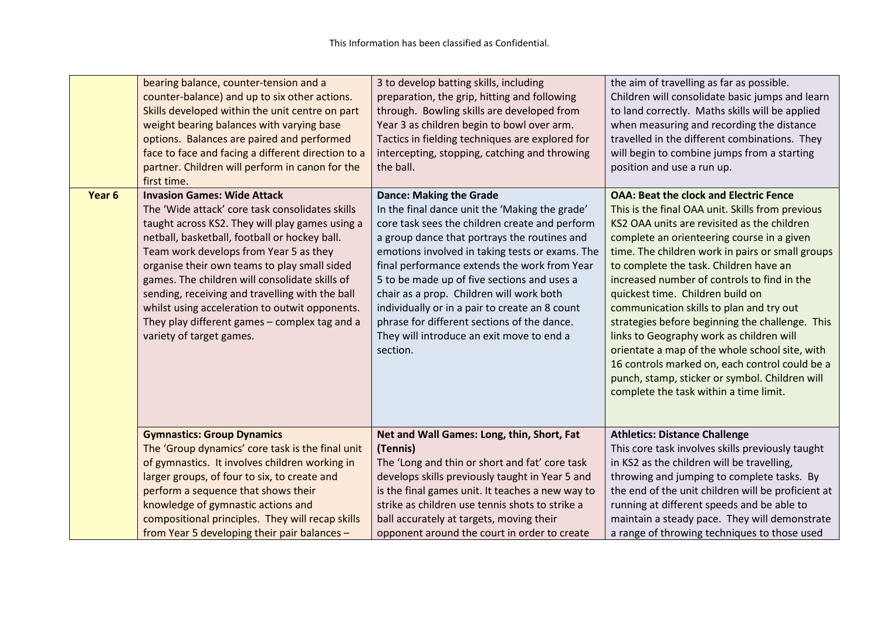| | | | |
|---|---|---|---|
| | bearing balance, counter-tension and a counter-balance) and up to six other actions. Skills developed within the unit centre on part weight bearing balances with varying base options. Balances are paired and performed face to face and facing a different direction to a partner. Children will perform in canon for the first time. | 3 to develop batting skills, including preparation, the grip, hitting and following through. Bowling skills are developed from Year 3 as children begin to bowl over arm. Tactics in fielding techniques are explored for intercepting, stopping, catching and throwing the ball. | the aim of travelling as far as possible. Children will consolidate basic jumps and learn to land correctly. Maths skills will be applied when measuring and recording the distance travelled in the different combinations. They will begin to combine jumps from a starting position and use a run up. |
| **Year 6** | **Invasion Games: Wide Attack** The 'Wide attack' core task consolidates skills taught across KS2. They will play games using a netball, basketball, football or hockey ball. Team work develops from Year 5 as they organise their own teams to play small sided games. The children will consolidate skills of sending, receiving and travelling with the ball whilst using acceleration to outwit opponents. They play different games – complex tag and a variety of target games. | **Dance: Making the Grade** In the final dance unit the 'Making the grade' core task sees the children create and perform a group dance that portrays the routines and emotions involved in taking tests or exams. The final performance extends the work from Year 5 to be made up of five sections and uses a chair as a prop. Children will work both individually or in a pair to create an 8 count phrase for different sections of the dance. They will introduce an exit move to end a section. | **OAA: Beat the clock and Electric Fence** This is the final OAA unit. Skills from previous KS2 OAA units are revisited as the children complete an orienteering course in a given time. The children work in pairs or small groups to complete the task. Children have an increased number of controls to find in the quickest time. Children build on communication skills to plan and try out strategies before beginning the challenge. This links to Geography work as children will orientate a map of the whole school site, with 16 controls marked on, each control could be a punch, stamp, sticker or symbol. Children will complete the task within a time limit. |
| | **Gymnastics: Group Dynamics** The 'Group dynamics' core task is the final unit of gymnastics. It involves children working in larger groups, of four to six, to create and perform a sequence that shows their knowledge of gymnastic actions and compositional principles. They will recap skills from Year 5 developing their pair balances – | **Net and Wall Games: Long, thin, Short, Fat (Tennis)** The 'Long and thin or short and fat' core task develops skills previously taught in Year 5 and is the final games unit. It teaches a new way to strike as children use tennis shots to strike a ball accurately at targets, moving their opponent around the court in order to create | **Athletics: Distance Challenge** This core task involves skills previously taught in KS2 as the children will be travelling, throwing and jumping to complete tasks. By the end of the unit children will be proficient at running at different speeds and be able to maintain a steady pace. They will demonstrate a range of throwing techniques to those used |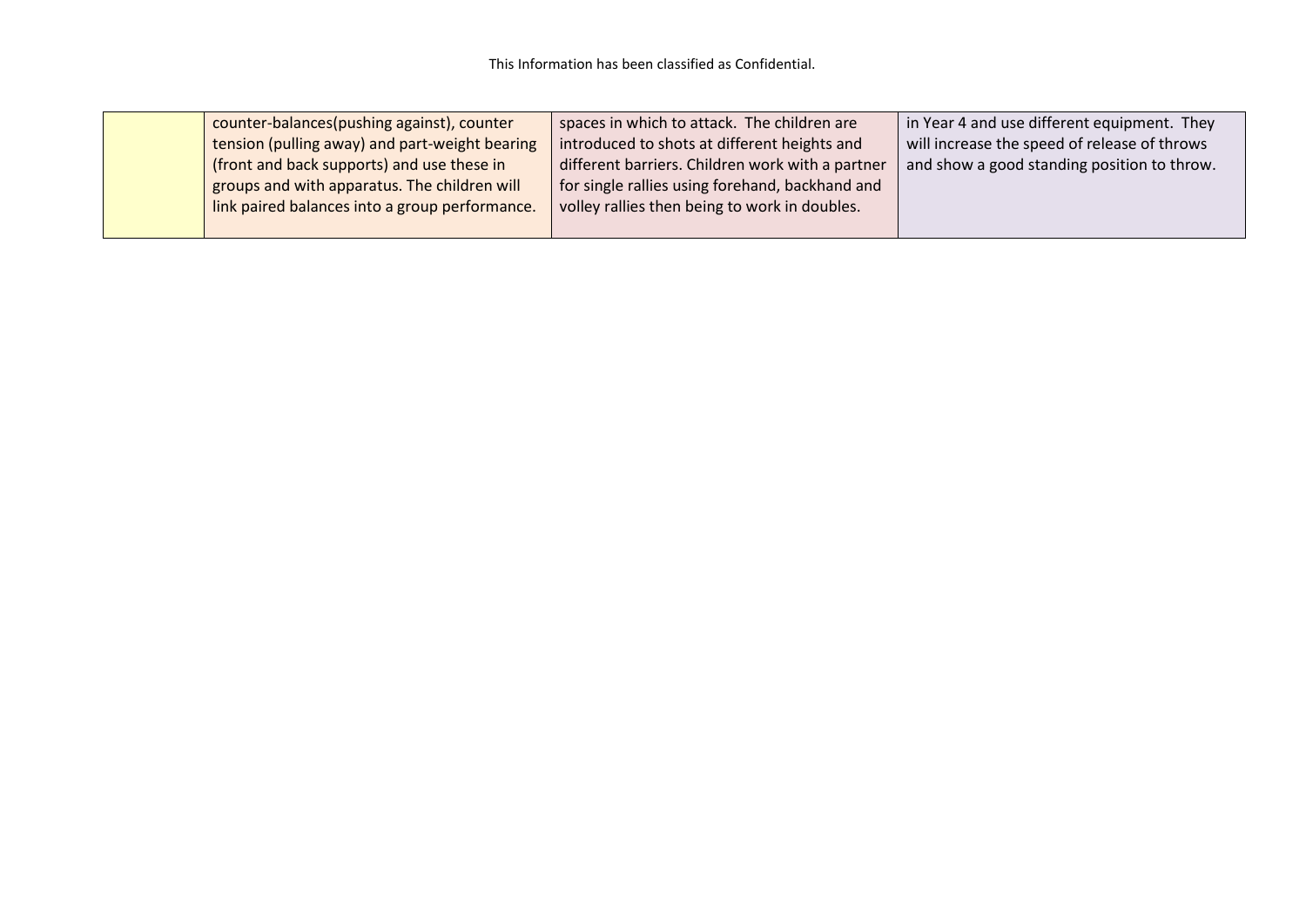| | | | |
|---|---|---|---|
| | counter-balances(pushing against), counter tension (pulling away) and part-weight bearing (front and back supports) and use these in groups and with apparatus. The children will link paired balances into a group performance. | spaces in which to attack. The children are introduced to shots at different heights and different barriers. Children work with a partner for single rallies using forehand, backhand and volley rallies then being to work in doubles. | in Year 4 and use different equipment. They will increase the speed of release of throws and show a good standing position to throw. |